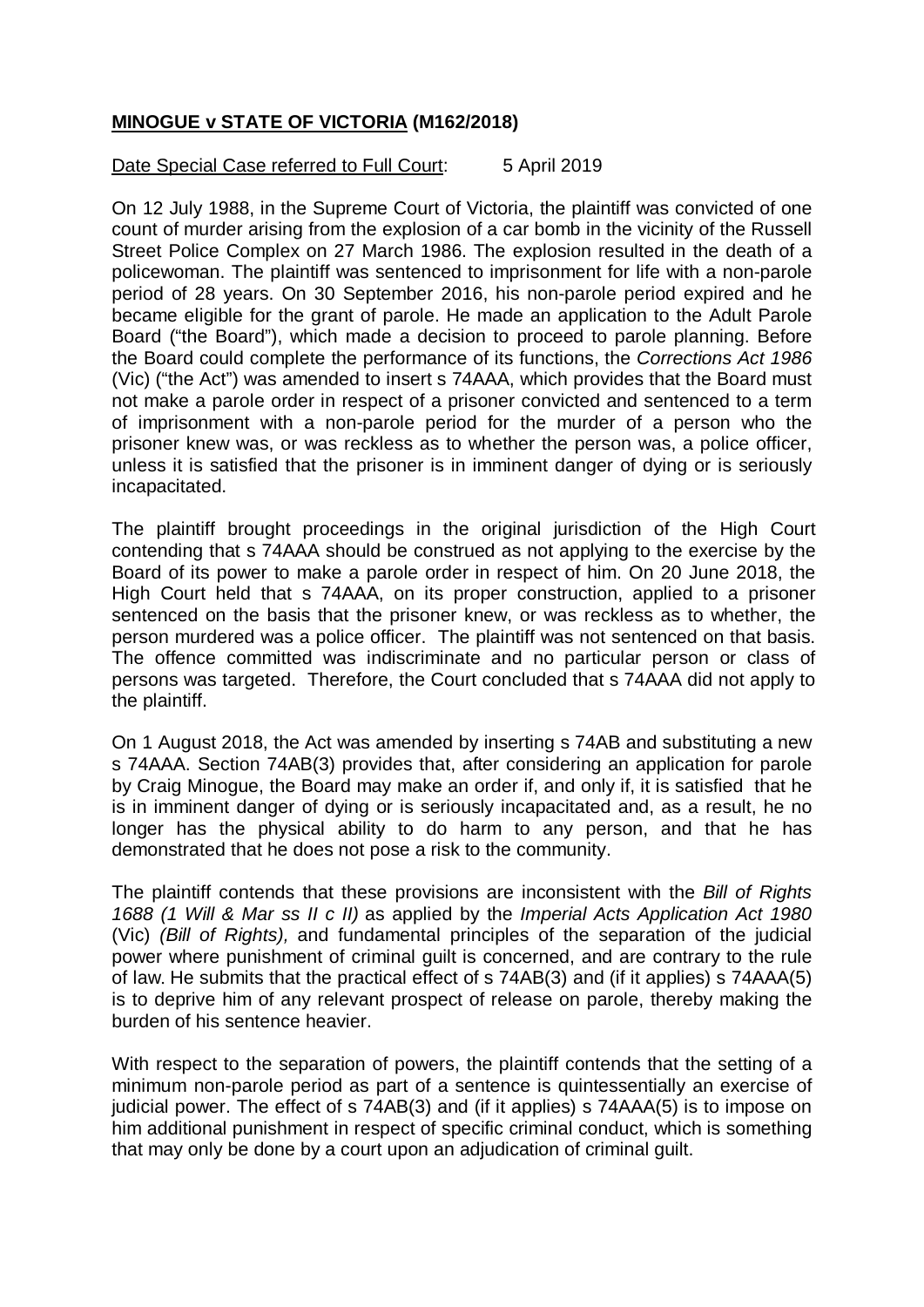**MINOGUE v STATE OF VICTORIA (M162/2018)**

Date Special Case referred to Full Court: 5 April 2019

On 12 July 1988, in the Supreme Court of Victoria, the plaintiff was convicted of one count of murder arising from the explosion of a car bomb in the vicinity of the Russell Street Police Complex on 27 March 1986. The explosion resulted in the death of a policewoman. The plaintiff was sentenced to imprisonment for life with a non-parole period of 28 years. On 30 September 2016, his non-parole period expired and he became eligible for the grant of parole. He made an application to the Adult Parole Board ("the Board"), which made a decision to proceed to parole planning. Before the Board could complete the performance of its functions, the *Corrections Act 1986* (Vic) ("the Act") was amended to insert s 74AAA, which provides that the Board must not make a parole order in respect of a prisoner convicted and sentenced to a term of imprisonment with a non-parole period for the murder of a person who the prisoner knew was, or was reckless as to whether the person was, a police officer, unless it is satisfied that the prisoner is in imminent danger of dying or is seriously incapacitated.

The plaintiff brought proceedings in the original jurisdiction of the High Court contending that s 74AAA should be construed as not applying to the exercise by the Board of its power to make a parole order in respect of him. On 20 June 2018, the High Court held that s 74AAA, on its proper construction, applied to a prisoner sentenced on the basis that the prisoner knew, or was reckless as to whether, the person murdered was a police officer. The plaintiff was not sentenced on that basis. The offence committed was indiscriminate and no particular person or class of persons was targeted. Therefore, the Court concluded that s 74AAA did not apply to the plaintiff.

On 1 August 2018, the Act was amended by inserting s 74AB and substituting a new s 74AAA. Section 74AB(3) provides that, after considering an application for parole by Craig Minogue, the Board may make an order if, and only if, it is satisfied that he is in imminent danger of dying or is seriously incapacitated and, as a result, he no longer has the physical ability to do harm to any person, and that he has demonstrated that he does not pose a risk to the community.

The plaintiff contends that these provisions are inconsistent with the *Bill of Rights 1688 (1 Will & Mar ss II c II)* as applied by the *Imperial Acts Application Act 1980* (Vic) *(Bill of Rights),* and fundamental principles of the separation of the judicial power where punishment of criminal guilt is concerned, and are contrary to the rule of law. He submits that the practical effect of s 74AB(3) and (if it applies) s 74AAA(5) is to deprive him of any relevant prospect of release on parole, thereby making the burden of his sentence heavier.

With respect to the separation of powers, the plaintiff contends that the setting of a minimum non-parole period as part of a sentence is quintessentially an exercise of judicial power. The effect of s 74AB(3) and (if it applies) s 74AAA(5) is to impose on him additional punishment in respect of specific criminal conduct, which is something that may only be done by a court upon an adjudication of criminal guilt.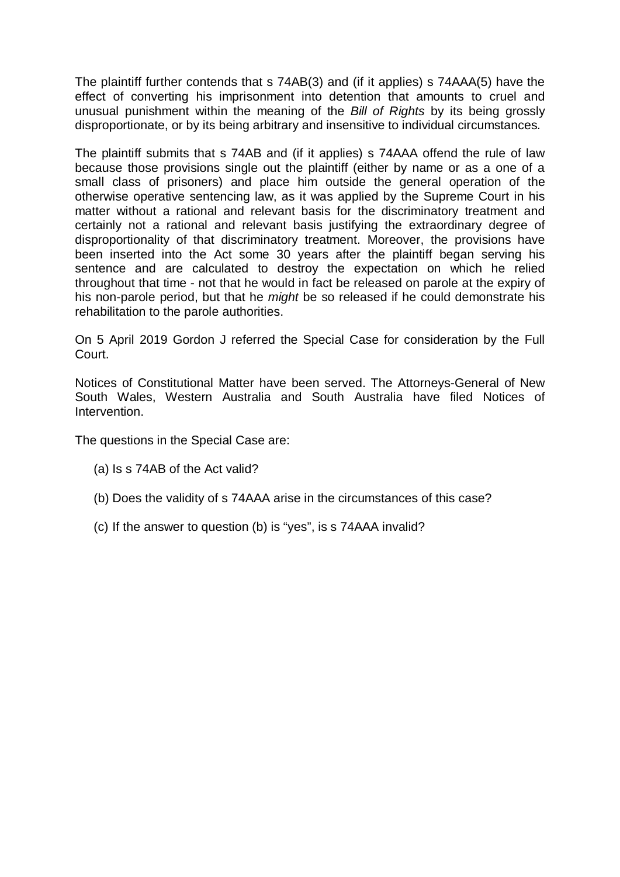The plaintiff further contends that s 74AB(3) and (if it applies) s 74AAA(5) have the effect of converting his imprisonment into detention that amounts to cruel and unusual punishment within the meaning of the *Bill of Rights* by its being grossly disproportionate, or by its being arbitrary and insensitive to individual circumstances.

The plaintiff submits that s 74AB and (if it applies) s 74AAA offend the rule of law because those provisions single out the plaintiff (either by name or as a one of a small class of prisoners) and place him outside the general operation of the otherwise operative sentencing law, as it was applied by the Supreme Court in his matter without a rational and relevant basis for the discriminatory treatment and certainly not a rational and relevant basis justifying the extraordinary degree of disproportionality of that discriminatory treatment. Moreover, the provisions have been inserted into the Act some 30 years after the plaintiff began serving his sentence and are calculated to destroy the expectation on which he relied throughout that time - not that he would in fact be released on parole at the expiry of his non-parole period, but that he *might* be so released if he could demonstrate his rehabilitation to the parole authorities.

On 5 April 2019 Gordon J referred the Special Case for consideration by the Full Court.

Notices of Constitutional Matter have been served. The Attorneys-General of New South Wales, Western Australia and South Australia have filed Notices of Intervention.

The questions in the Special Case are:

(a) Is s 74AB of the Act valid?

(b) Does the validity of s 74AAA arise in the circumstances of this case?

(c) If the answer to question (b) is "yes", is s 74AAA invalid?